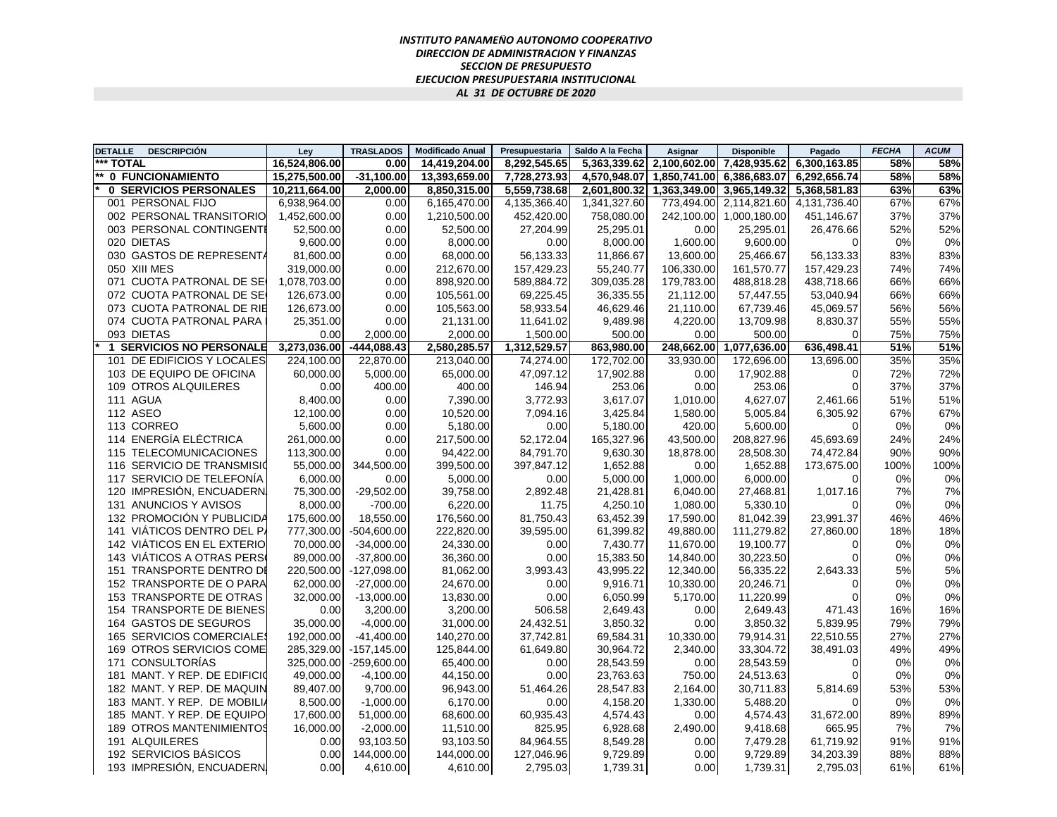***INSTITUTO PANAMEÑO AUTONOMO COOPERATIVO***
***DIRECCION DE ADMINISTRACION Y FINANZAS***
***SECCION DE PRESUPUESTO***
***EJECUCION PRESUPUESTARIA INSTITUCIONAL***
***AL 31 DE OCTUBRE DE 2020***

| DETALLE DESCRIPCIÓN | Ley | TRASLADOS | Modificado Anual | Presupuestaria | Saldo A la Fecha | Asignar | Disponible | Pagado | FECHA | ACUM |
|---|---|---|---|---|---|---|---|---|---|---|
| **\*\*\* TOTAL** | **16,524,806.00** | **0.00** | **14,419,204.00** | **8,292,545.65** | **5,363,339.62** | **2,100,602.00** | **7,428,935.62** | **6,300,163.85** | **58%** | **58%** |
| **\*\* 0 FUNCIONAMIENTO** | **15,275,500.00** | **-31,100.00** | **13,393,659.00** | **7,728,273.93** | **4,570,948.07** | **1,850,741.00** | **6,386,683.07** | **6,292,656.74** | **58%** | **58%** |
| **\* 0 SERVICIOS PERSONALES** | **10,211,664.00** | **2,000.00** | **8,850,315.00** | **5,559,738.68** | **2,601,800.32** | **1,363,349.00** | **3,965,149.32** | **5,368,581.83** | **63%** | **63%** |
| 001 PERSONAL FIJO | 6,938,964.00 | 0.00 | 6,165,470.00 | 4,135,366.40 | 1,341,327.60 | 773,494.00 | 2,114,821.60 | 4,131,736.40 | 67% | 67% |
| 002 PERSONAL TRANSITORIO | 1,452,600.00 | 0.00 | 1,210,500.00 | 452,420.00 | 758,080.00 | 242,100.00 | 1,000,180.00 | 451,146.67 | 37% | 37% |
| 003 PERSONAL CONTINGENTE | 52,500.00 | 0.00 | 52,500.00 | 27,204.99 | 25,295.01 | 0.00 | 25,295.01 | 26,476.66 | 52% | 52% |
| 020 DIETAS | 9,600.00 | 0.00 | 8,000.00 | 0.00 | 8,000.00 | 1,600.00 | 9,600.00 | 0 | 0% | 0% |
| 030 GASTOS DE REPRESENTA | 81,600.00 | 0.00 | 68,000.00 | 56,133.33 | 11,866.67 | 13,600.00 | 25,466.67 | 56,133.33 | 83% | 83% |
| 050 XIII MES | 319,000.00 | 0.00 | 212,670.00 | 157,429.23 | 55,240.77 | 106,330.00 | 161,570.77 | 157,429.23 | 74% | 74% |
| 071 CUOTA PATRONAL DE SE | 1,078,703.00 | 0.00 | 898,920.00 | 589,884.72 | 309,035.28 | 179,783.00 | 488,818.28 | 438,718.66 | 66% | 66% |
| 072 CUOTA PATRONAL DE SE | 126,673.00 | 0.00 | 105,561.00 | 69,225.45 | 36,335.55 | 21,112.00 | 57,447.55 | 53,040.94 | 66% | 66% |
| 073 CUOTA PATRONAL DE RIE | 126,673.00 | 0.00 | 105,563.00 | 58,933.54 | 46,629.46 | 21,110.00 | 67,739.46 | 45,069.57 | 56% | 56% |
| 074 CUOTA PATRONAL PARA | 25,351.00 | 0.00 | 21,131.00 | 11,641.02 | 9,489.98 | 4,220.00 | 13,709.98 | 8,830.37 | 55% | 55% |
| 093 DIETAS | 0.00 | 2,000.00 | 2,000.00 | 1,500.00 | 500.00 | 0.00 | 500.00 | 0 | 75% | 75% |
| **\* 1 SERVICIOS NO PERSONALE** | **3,273,036.00** | **-444,088.43** | **2,580,285.57** | **1,312,529.57** | **863,980.00** | **248,662.00** | **1,077,636.00** | **636,498.41** | **51%** | **51%** |
| 101 DE EDIFICIOS Y LOCALES | 224,100.00 | 22,870.00 | 213,040.00 | 74,274.00 | 172,702.00 | 33,930.00 | 172,696.00 | 13,696.00 | 35% | 35% |
| 103 DE EQUIPO DE OFICINA | 60,000.00 | 5,000.00 | 65,000.00 | 47,097.12 | 17,902.88 | 0.00 | 17,902.88 | 0 | 72% | 72% |
| 109 OTROS ALQUILERES | 0.00 | 400.00 | 400.00 | 146.94 | 253.06 | 0.00 | 253.06 | 0 | 37% | 37% |
| 111 AGUA | 8,400.00 | 0.00 | 7,390.00 | 3,772.93 | 3,617.07 | 1,010.00 | 4,627.07 | 2,461.66 | 51% | 51% |
| 112 ASEO | 12,100.00 | 0.00 | 10,520.00 | 7,094.16 | 3,425.84 | 1,580.00 | 5,005.84 | 6,305.92 | 67% | 67% |
| 113 CORREO | 5,600.00 | 0.00 | 5,180.00 | 0.00 | 5,180.00 | 420.00 | 5,600.00 | 0 | 0% | 0% |
| 114 ENERGÍA ELÉCTRICA | 261,000.00 | 0.00 | 217,500.00 | 52,172.04 | 165,327.96 | 43,500.00 | 208,827.96 | 45,693.69 | 24% | 24% |
| 115 TELECOMUNICACIONES | 113,300.00 | 0.00 | 94,422.00 | 84,791.70 | 9,630.30 | 18,878.00 | 28,508.30 | 74,472.84 | 90% | 90% |
| 116 SERVICIO DE TRANSMISIO | 55,000.00 | 344,500.00 | 399,500.00 | 397,847.12 | 1,652.88 | 0.00 | 1,652.88 | 173,675.00 | 100% | 100% |
| 117 SERVICIO DE TELEFONÍA | 6,000.00 | 0.00 | 5,000.00 | 0.00 | 5,000.00 | 1,000.00 | 6,000.00 | 0 | 0% | 0% |
| 120 IMPRESIÓN, ENCUADERN | 75,300.00 | -29,502.00 | 39,758.00 | 2,892.48 | 21,428.81 | 6,040.00 | 27,468.81 | 1,017.16 | 7% | 7% |
| 131 ANUNCIOS Y AVISOS | 8,000.00 | -700.00 | 6,220.00 | 11.75 | 4,250.10 | 1,080.00 | 5,330.10 | 0 | 0% | 0% |
| 132 PROMOCIÓN Y PUBLICIDA | 175,600.00 | 18,550.00 | 176,560.00 | 81,750.43 | 63,452.39 | 17,590.00 | 81,042.39 | 23,991.37 | 46% | 46% |
| 141 VIÁTICOS DENTRO DEL PA | 777,300.00 | -504,600.00 | 222,820.00 | 39,595.00 | 61,399.82 | 49,880.00 | 111,279.82 | 27,860.00 | 18% | 18% |
| 142 VIÁTICOS EN EL EXTERIO | 70,000.00 | -34,000.00 | 24,330.00 | 0.00 | 7,430.77 | 11,670.00 | 19,100.77 | 0 | 0% | 0% |
| 143 VIÁTICOS A OTRAS PERSO | 89,000.00 | -37,800.00 | 36,360.00 | 0.00 | 15,383.50 | 14,840.00 | 30,223.50 | 0 | 0% | 0% |
| 151 TRANSPORTE DENTRO DE | 220,500.00 | -127,098.00 | 81,062.00 | 3,993.43 | 43,995.22 | 12,340.00 | 56,335.22 | 2,643.33 | 5% | 5% |
| 152 TRANSPORTE DE O PARA | 62,000.00 | -27,000.00 | 24,670.00 | 0.00 | 9,916.71 | 10,330.00 | 20,246.71 | 0 | 0% | 0% |
| 153 TRANSPORTE DE OTRAS | 32,000.00 | -13,000.00 | 13,830.00 | 0.00 | 6,050.99 | 5,170.00 | 11,220.99 | 0 | 0% | 0% |
| 154 TRANSPORTE DE BIENES | 0.00 | 3,200.00 | 3,200.00 | 506.58 | 2,649.43 | 0.00 | 2,649.43 | 471.43 | 16% | 16% |
| 164 GASTOS DE SEGUROS | 35,000.00 | -4,000.00 | 31,000.00 | 24,432.51 | 3,850.32 | 0.00 | 3,850.32 | 5,839.95 | 79% | 79% |
| 165 SERVICIOS COMERCIALES | 192,000.00 | -41,400.00 | 140,270.00 | 37,742.81 | 69,584.31 | 10,330.00 | 79,914.31 | 22,510.55 | 27% | 27% |
| 169 OTROS SERVICIOS COME | 285,329.00 | -157,145.00 | 125,844.00 | 61,649.80 | 30,964.72 | 2,340.00 | 33,304.72 | 38,491.03 | 49% | 49% |
| 171 CONSULTORÍAS | 325,000.00 | -259,600.00 | 65,400.00 | 0.00 | 28,543.59 | 0.00 | 28,543.59 | 0 | 0% | 0% |
| 181 MANT. Y REP. DE EDIFICIO | 49,000.00 | -4,100.00 | 44,150.00 | 0.00 | 23,763.63 | 750.00 | 24,513.63 | 0 | 0% | 0% |
| 182 MANT. Y REP. DE MAQUIN | 89,407.00 | 9,700.00 | 96,943.00 | 51,464.26 | 28,547.83 | 2,164.00 | 30,711.83 | 5,814.69 | 53% | 53% |
| 183 MANT. Y REP. DE MOBILIA | 8,500.00 | -1,000.00 | 6,170.00 | 0.00 | 4,158.20 | 1,330.00 | 5,488.20 | 0 | 0% | 0% |
| 185 MANT. Y REP. DE EQUIPO | 17,600.00 | 51,000.00 | 68,600.00 | 60,935.43 | 4,574.43 | 0.00 | 4,574.43 | 31,672.00 | 89% | 89% |
| 189 OTROS MANTENIMIENTOS | 16,000.00 | -2,000.00 | 11,510.00 | 825.95 | 6,928.68 | 2,490.00 | 9,418.68 | 665.95 | 7% | 7% |
| 191 ALQUILERES | 0.00 | 93,103.50 | 93,103.50 | 84,964.55 | 8,549.28 | 0.00 | 7,479.28 | 61,719.92 | 91% | 91% |
| 192 SERVICIOS BÁSICOS | 0.00 | 144,000.00 | 144,000.00 | 127,046.96 | 9,729.89 | 0.00 | 9,729.89 | 34,203.39 | 88% | 88% |
| 193 IMPRESIÓN, ENCUADERN | 0.00 | 4,610.00 | 4,610.00 | 2,795.03 | 1,739.31 | 0.00 | 1,739.31 | 2,795.03 | 61% | 61% |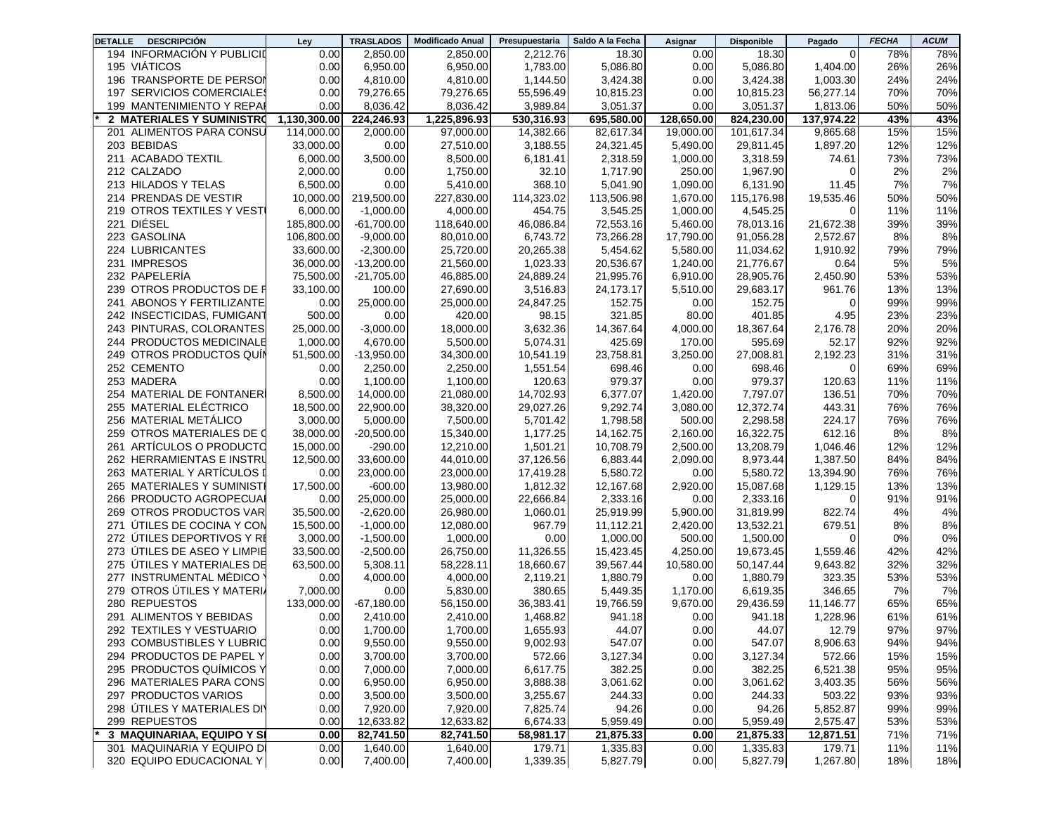| DETALLE | DESCRIPCIÓN | Ley | TRASLADOS | Modificado Anual | Presupuestaria | Saldo A la Fecha | Asignar | Disponible | Pagado | FECHA | ACUM |
|---|---|---|---|---|---|---|---|---|---|---|---|
| | 194 INFORMACIÓN Y PUBLICID | 0.00 | 2,850.00 | 2,850.00 | 2,212.76 | 18.30 | 0.00 | 18.30 | 0 | 78% | 78% |
| | 195 VIÁTICOS | 0.00 | 6,950.00 | 6,950.00 | 1,783.00 | 5,086.80 | 0.00 | 5,086.80 | 1,404.00 | 26% | 26% |
| | 196 TRANSPORTE DE PERSON | 0.00 | 4,810.00 | 4,810.00 | 1,144.50 | 3,424.38 | 0.00 | 3,424.38 | 1,003.30 | 24% | 24% |
| | 197 SERVICIOS COMERCIALES | 0.00 | 79,276.65 | 79,276.65 | 55,596.49 | 10,815.23 | 0.00 | 10,815.23 | 56,277.14 | 70% | 70% |
| | 199 MANTENIMIENTO Y REPAI | 0.00 | 8,036.42 | 8,036.42 | 3,989.84 | 3,051.37 | 0.00 | 3,051.37 | 1,813.06 | 50% | 50% |
| * | **2 MATERIALES Y SUMINISTRO** | **1,130,300.00** | **224,246.93** | **1,225,896.93** | **530,316.93** | **695,580.00** | **128,650.00** | **824,230.00** | **137,974.22** | **43%** | **43%** |
| | 201 ALIMENTOS PARA CONSU | 114,000.00 | 2,000.00 | 97,000.00 | 14,382.66 | 82,617.34 | 19,000.00 | 101,617.34 | 9,865.68 | 15% | 15% |
| | 203 BEBIDAS | 33,000.00 | 0.00 | 27,510.00 | 3,188.55 | 24,321.45 | 5,490.00 | 29,811.45 | 1,897.20 | 12% | 12% |
| | 211 ACABADO TEXTIL | 6,000.00 | 3,500.00 | 8,500.00 | 6,181.41 | 2,318.59 | 1,000.00 | 3,318.59 | 74.61 | 73% | 73% |
| | 212 CALZADO | 2,000.00 | 0.00 | 1,750.00 | 32.10 | 1,717.90 | 250.00 | 1,967.90 | 0 | 2% | 2% |
| | 213 HILADOS Y TELAS | 6,500.00 | 0.00 | 5,410.00 | 368.10 | 5,041.90 | 1,090.00 | 6,131.90 | 11.45 | 7% | 7% |
| | 214 PRENDAS DE VESTIR | 10,000.00 | 219,500.00 | 227,830.00 | 114,323.02 | 113,506.98 | 1,670.00 | 115,176.98 | 19,535.46 | 50% | 50% |
| | 219 OTROS TEXTILES Y VEST | 6,000.00 | -1,000.00 | 4,000.00 | 454.75 | 3,545.25 | 1,000.00 | 4,545.25 | 0 | 11% | 11% |
| | 221 DIÉSEL | 185,800.00 | -61,700.00 | 118,640.00 | 46,086.84 | 72,553.16 | 5,460.00 | 78,013.16 | 21,672.38 | 39% | 39% |
| | 223 GASOLINA | 106,800.00 | -9,000.00 | 80,010.00 | 6,743.72 | 73,266.28 | 17,790.00 | 91,056.28 | 2,572.67 | 8% | 8% |
| | 224 LUBRICANTES | 33,600.00 | -2,300.00 | 25,720.00 | 20,265.38 | 5,454.62 | 5,580.00 | 11,034.62 | 1,910.92 | 79% | 79% |
| | 231 IMPRESOS | 36,000.00 | -13,200.00 | 21,560.00 | 1,023.33 | 20,536.67 | 1,240.00 | 21,776.67 | 0.64 | 5% | 5% |
| | 232 PAPELERÍA | 75,500.00 | -21,705.00 | 46,885.00 | 24,889.24 | 21,995.76 | 6,910.00 | 28,905.76 | 2,450.90 | 53% | 53% |
| | 239 OTROS PRODUCTOS DE P | 33,100.00 | 100.00 | 27,690.00 | 3,516.83 | 24,173.17 | 5,510.00 | 29,683.17 | 961.76 | 13% | 13% |
| | 241 ABONOS Y FERTILIZANTE | 0.00 | 25,000.00 | 25,000.00 | 24,847.25 | 152.75 | 0.00 | 152.75 | 0 | 99% | 99% |
| | 242 INSECTICIDAS, FUMIGANT | 500.00 | 0.00 | 420.00 | 98.15 | 321.85 | 80.00 | 401.85 | 4.95 | 23% | 23% |
| | 243 PINTURAS, COLORANTES | 25,000.00 | -3,000.00 | 18,000.00 | 3,632.36 | 14,367.64 | 4,000.00 | 18,367.64 | 2,176.78 | 20% | 20% |
| | 244 PRODUCTOS MEDICINALE | 1,000.00 | 4,670.00 | 5,500.00 | 5,074.31 | 425.69 | 170.00 | 595.69 | 52.17 | 92% | 92% |
| | 249 OTROS PRODUCTOS QUÍM | 51,500.00 | -13,950.00 | 34,300.00 | 10,541.19 | 23,758.81 | 3,250.00 | 27,008.81 | 2,192.23 | 31% | 31% |
| | 252 CEMENTO | 0.00 | 2,250.00 | 2,250.00 | 1,551.54 | 698.46 | 0.00 | 698.46 | 0 | 69% | 69% |
| | 253 MADERA | 0.00 | 1,100.00 | 1,100.00 | 120.63 | 979.37 | 0.00 | 979.37 | 120.63 | 11% | 11% |
| | 254 MATERIAL DE FONTANERI | 8,500.00 | 14,000.00 | 21,080.00 | 14,702.93 | 6,377.07 | 1,420.00 | 7,797.07 | 136.51 | 70% | 70% |
| | 255 MATERIAL ELÉCTRICO | 18,500.00 | 22,900.00 | 38,320.00 | 29,027.26 | 9,292.74 | 3,080.00 | 12,372.74 | 443.31 | 76% | 76% |
| | 256 MATERIAL METÁLICO | 3,000.00 | 5,000.00 | 7,500.00 | 5,701.42 | 1,798.58 | 500.00 | 2,298.58 | 224.17 | 76% | 76% |
| | 259 OTROS MATERIALES DE C | 38,000.00 | -20,500.00 | 15,340.00 | 1,177.25 | 14,162.75 | 2,160.00 | 16,322.75 | 612.16 | 8% | 8% |
| | 261 ARTÍCULOS O PRODUCTO | 15,000.00 | -290.00 | 12,210.00 | 1,501.21 | 10,708.79 | 2,500.00 | 13,208.79 | 1,046.46 | 12% | 12% |
| | 262 HERRAMIENTAS E INSTRU | 12,500.00 | 33,600.00 | 44,010.00 | 37,126.56 | 6,883.44 | 2,090.00 | 8,973.44 | 1,387.50 | 84% | 84% |
| | 263 MATERIAL Y ARTÍCULOS D | 0.00 | 23,000.00 | 23,000.00 | 17,419.28 | 5,580.72 | 0.00 | 5,580.72 | 13,394.90 | 76% | 76% |
| | 265 MATERIALES Y SUMINISTI | 17,500.00 | -600.00 | 13,980.00 | 1,812.32 | 12,167.68 | 2,920.00 | 15,087.68 | 1,129.15 | 13% | 13% |
| | 266 PRODUCTO AGROPECUAI | 0.00 | 25,000.00 | 25,000.00 | 22,666.84 | 2,333.16 | 0.00 | 2,333.16 | 0 | 91% | 91% |
| | 269 OTROS PRODUCTOS VAR | 35,500.00 | -2,620.00 | 26,980.00 | 1,060.01 | 25,919.99 | 5,900.00 | 31,819.99 | 822.74 | 4% | 4% |
| | 271 ÚTILES DE COCINA Y COM | 15,500.00 | -1,000.00 | 12,080.00 | 967.79 | 11,112.21 | 2,420.00 | 13,532.21 | 679.51 | 8% | 8% |
| | 272 ÚTILES DEPORTIVOS Y RE | 3,000.00 | -1,500.00 | 1,000.00 | 0.00 | 1,000.00 | 500.00 | 1,500.00 | 0 | 0% | 0% |
| | 273 ÚTILES DE ASEO Y LIMPIE | 33,500.00 | -2,500.00 | 26,750.00 | 11,326.55 | 15,423.45 | 4,250.00 | 19,673.45 | 1,559.46 | 42% | 42% |
| | 275 ÚTILES Y MATERIALES DE | 63,500.00 | 5,308.11 | 58,228.11 | 18,660.67 | 39,567.44 | 10,580.00 | 50,147.44 | 9,643.82 | 32% | 32% |
| | 277 INSTRUMENTAL MÉDICO Y | 0.00 | 4,000.00 | 4,000.00 | 2,119.21 | 1,880.79 | 0.00 | 1,880.79 | 323.35 | 53% | 53% |
| | 279 OTROS ÚTILES Y MATERIA | 7,000.00 | 0.00 | 5,830.00 | 380.65 | 5,449.35 | 1,170.00 | 6,619.35 | 346.65 | 7% | 7% |
| | 280 REPUESTOS | 133,000.00 | -67,180.00 | 56,150.00 | 36,383.41 | 19,766.59 | 9,670.00 | 29,436.59 | 11,146.77 | 65% | 65% |
| | 291 ALIMENTOS Y BEBIDAS | 0.00 | 2,410.00 | 2,410.00 | 1,468.82 | 941.18 | 0.00 | 941.18 | 1,228.96 | 61% | 61% |
| | 292 TEXTILES Y VESTUARIO | 0.00 | 1,700.00 | 1,700.00 | 1,655.93 | 44.07 | 0.00 | 44.07 | 12.79 | 97% | 97% |
| | 293 COMBUSTIBLES Y LUBRIC | 0.00 | 9,550.00 | 9,550.00 | 9,002.93 | 547.07 | 0.00 | 547.07 | 8,906.63 | 94% | 94% |
| | 294 PRODUCTOS DE PAPEL Y | 0.00 | 3,700.00 | 3,700.00 | 572.66 | 3,127.34 | 0.00 | 3,127.34 | 572.66 | 15% | 15% |
| | 295 PRODUCTOS QUÍMICOS Y | 0.00 | 7,000.00 | 7,000.00 | 6,617.75 | 382.25 | 0.00 | 382.25 | 6,521.38 | 95% | 95% |
| | 296 MATERIALES PARA CONS | 0.00 | 6,950.00 | 6,950.00 | 3,888.38 | 3,061.62 | 0.00 | 3,061.62 | 3,403.35 | 56% | 56% |
| | 297 PRODUCTOS VARIOS | 0.00 | 3,500.00 | 3,500.00 | 3,255.67 | 244.33 | 0.00 | 244.33 | 503.22 | 93% | 93% |
| | 298 ÚTILES Y MATERIALES DIV | 0.00 | 7,920.00 | 7,920.00 | 7,825.74 | 94.26 | 0.00 | 94.26 | 5,852.87 | 99% | 99% |
| | 299 REPUESTOS | 0.00 | 12,633.82 | 12,633.82 | 6,674.33 | 5,959.49 | 0.00 | 5,959.49 | 2,575.47 | 53% | 53% |
| * | **3 MAQUINARIAA, EQUIPO Y SI** | **0.00** | **82,741.50** | **82,741.50** | **58,981.17** | **21,875.33** | **0.00** | **21,875.33** | **12,871.51** | **71%** | **71%** |
| | 301 MAQUINARIA Y EQUIPO DI | 0.00 | 1,640.00 | 1,640.00 | 179.71 | 1,335.83 | 0.00 | 1,335.83 | 179.71 | 11% | 11% |
| | 320 EQUIPO EDUCACIONAL Y | 0.00 | 7,400.00 | 7,400.00 | 1,339.35 | 5,827.79 | 0.00 | 5,827.79 | 1,267.80 | 18% | 18% |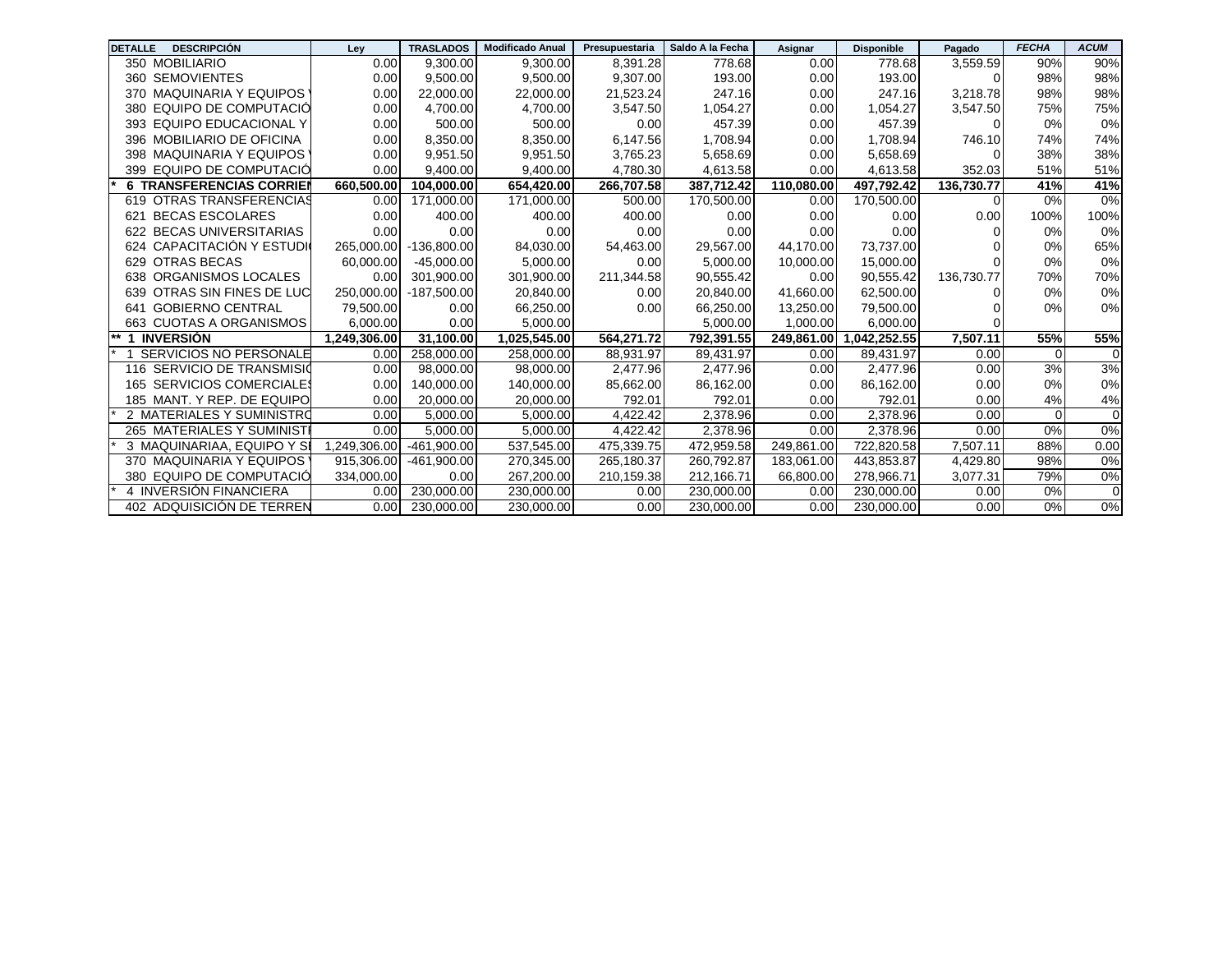| DETALLE DESCRIPCIÓN | Ley | TRASLADOS | Modificado Anual | Presupuestaria | Saldo A la Fecha | Asignar | Disponible | Pagado | FECHA | ACUM |
|---|---|---|---|---|---|---|---|---|---|---|
| 350 MOBILIARIO | 0.00 | 9,300.00 | 9,300.00 | 8,391.28 | 778.68 | 0.00 | 778.68 | 3,559.59 | 90% | 90% |
| 360 SEMOVIENTES | 0.00 | 9,500.00 | 9,500.00 | 9,307.00 | 193.00 | 0.00 | 193.00 | 0 | 98% | 98% |
| 370 MAQUINARIA Y EQUIPOS | 0.00 | 22,000.00 | 22,000.00 | 21,523.24 | 247.16 | 0.00 | 247.16 | 3,218.78 | 98% | 98% |
| 380 EQUIPO DE COMPUTACIÓ | 0.00 | 4,700.00 | 4,700.00 | 3,547.50 | 1,054.27 | 0.00 | 1,054.27 | 3,547.50 | 75% | 75% |
| 393 EQUIPO EDUCACIONAL Y | 0.00 | 500.00 | 500.00 | 0.00 | 457.39 | 0.00 | 457.39 | 0 | 0% | 0% |
| 396 MOBILIARIO DE OFICINA | 0.00 | 8,350.00 | 8,350.00 | 6,147.56 | 1,708.94 | 0.00 | 1,708.94 | 746.10 | 74% | 74% |
| 398 MAQUINARIA Y EQUIPOS | 0.00 | 9,951.50 | 9,951.50 | 3,765.23 | 5,658.69 | 0.00 | 5,658.69 | 0 | 38% | 38% |
| 399 EQUIPO DE COMPUTACIÓ | 0.00 | 9,400.00 | 9,400.00 | 4,780.30 | 4,613.58 | 0.00 | 4,613.58 | 352.03 | 51% | 51% |
| * **6 TRANSFERENCIAS CORRIEN** | **660,500.00** | **104,000.00** | **654,420.00** | **266,707.58** | **387,712.42** | **110,080.00** | **497,792.42** | **136,730.77** | **41%** | **41%** |
| 619 OTRAS TRANSFERENCIAS | 0.00 | 171,000.00 | 171,000.00 | 500.00 | 170,500.00 | 0.00 | 170,500.00 | 0 | 0% | 0% |
| 621 BECAS ESCOLARES | 0.00 | 400.00 | 400.00 | 400.00 | 0.00 | 0.00 | 0.00 | 0.00 | 100% | 100% |
| 622 BECAS UNIVERSITARIAS | 0.00 | 0.00 | 0.00 | 0.00 | 0.00 | 0.00 | 0.00 | 0 | 0% | 0% |
| 624 CAPACITACIÓN Y ESTUDI | 265,000.00 | -136,800.00 | 84,030.00 | 54,463.00 | 29,567.00 | 44,170.00 | 73,737.00 | 0 | 0% | 65% |
| 629 OTRAS BECAS | 60,000.00 | -45,000.00 | 5,000.00 | 0.00 | 5,000.00 | 10,000.00 | 15,000.00 | 0 | 0% | 0% |
| 638 ORGANISMOS LOCALES | 0.00 | 301,900.00 | 301,900.00 | 211,344.58 | 90,555.42 | 0.00 | 90,555.42 | 136,730.77 | 70% | 70% |
| 639 OTRAS SIN FINES DE LUC | 250,000.00 | -187,500.00 | 20,840.00 | 0.00 | 20,840.00 | 41,660.00 | 62,500.00 | 0 | 0% | 0% |
| 641 GOBIERNO CENTRAL | 79,500.00 | 0.00 | 66,250.00 | 0.00 | 66,250.00 | 13,250.00 | 79,500.00 | 0 | 0% | 0% |
| 663 CUOTAS A ORGANISMOS | 6,000.00 | 0.00 | 5,000.00 | | 5,000.00 | 1,000.00 | 6,000.00 | 0 | | |
| ** **1 INVERSIÓN** | **1,249,306.00** | **31,100.00** | **1,025,545.00** | **564,271.72** | **792,391.55** | **249,861.00** | **1,042,252.55** | **7,507.11** | **55%** | **55%** |
| * 1 SERVICIOS NO PERSONALE | 0.00 | 258,000.00 | 258,000.00 | 88,931.97 | 89,431.97 | 0.00 | 89,431.97 | 0.00 | 0 | 0 |
| 116 SERVICIO DE TRANSMISI | 0.00 | 98,000.00 | 98,000.00 | 2,477.96 | 2,477.96 | 0.00 | 2,477.96 | 0.00 | 3% | 3% |
| 165 SERVICIOS COMERCIALE | 0.00 | 140,000.00 | 140,000.00 | 85,662.00 | 86,162.00 | 0.00 | 86,162.00 | 0.00 | 0% | 0% |
| 185 MANT. Y REP. DE EQUIPO | 0.00 | 20,000.00 | 20,000.00 | 792.01 | 792.01 | 0.00 | 792.01 | 0.00 | 4% | 4% |
| * 2 MATERIALES Y SUMINISTRO | 0.00 | 5,000.00 | 5,000.00 | 4,422.42 | 2,378.96 | 0.00 | 2,378.96 | 0.00 | 0 | 0 |
| 265 MATERIALES Y SUMINIST | 0.00 | 5,000.00 | 5,000.00 | 4,422.42 | 2,378.96 | 0.00 | 2,378.96 | 0.00 | 0% | 0% |
| * 3 MAQUINARIAA, EQUIPO Y S | 1,249,306.00 | -461,900.00 | 537,545.00 | 475,339.75 | 472,959.58 | 249,861.00 | 722,820.58 | 7,507.11 | 88% | 0.00 |
| 370 MAQUINARIA Y EQUIPOS | 915,306.00 | -461,900.00 | 270,345.00 | 265,180.37 | 260,792.87 | 183,061.00 | 443,853.87 | 4,429.80 | 98% | 0% |
| 380 EQUIPO DE COMPUTACIÓ | 334,000.00 | 0.00 | 267,200.00 | 210,159.38 | 212,166.71 | 66,800.00 | 278,966.71 | 3,077.31 | 79% | 0% |
| * 4 INVERSIÓN FINANCIERA | 0.00 | 230,000.00 | 230,000.00 | 0.00 | 230,000.00 | 0.00 | 230,000.00 | 0.00 | 0% | 0 |
| 402 ADQUISICIÓN DE TERREN | 0.00 | 230,000.00 | 230,000.00 | 0.00 | 230,000.00 | 0.00 | 230,000.00 | 0.00 | 0% | 0% |